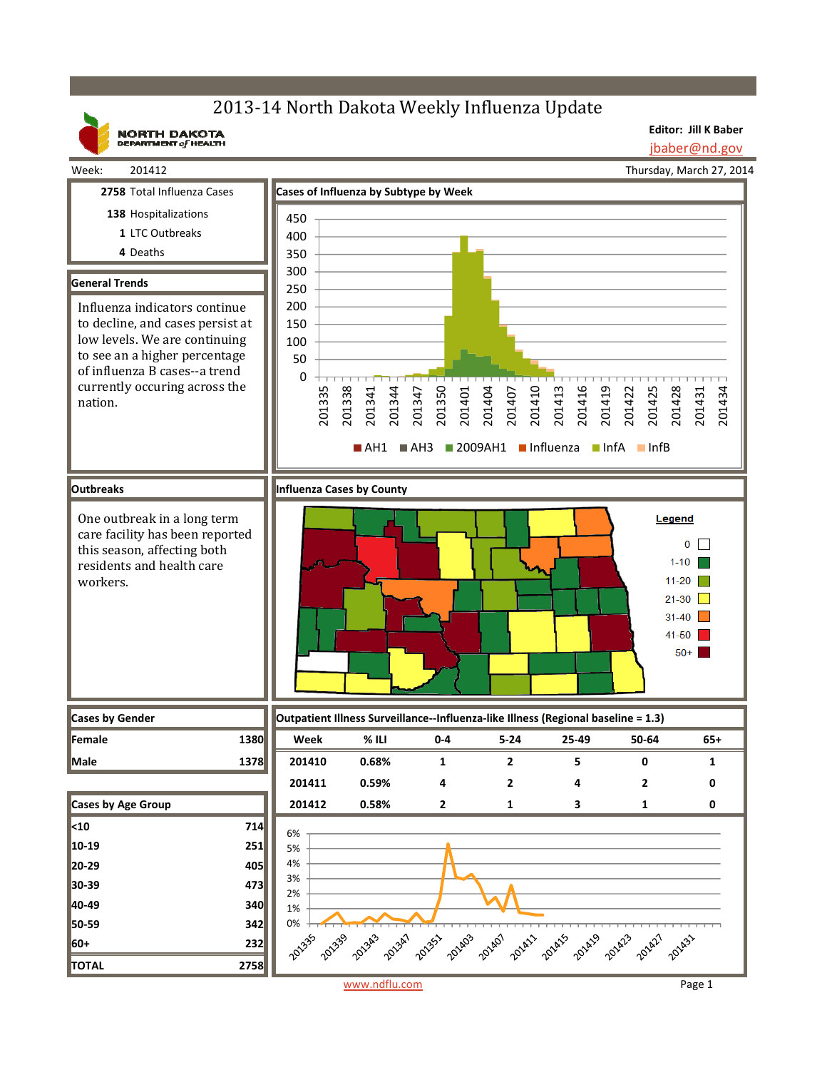# 2013-14 North Dakota Weekly Influenza Update

NORTH DAKOTA DEPARTMENT of HEALTH

**Editor: Jill K Baber**
jbaber@nd.gov

Week: 201412 — Thursday, March 27, 2014

| | |
|---|---|
| **2758** | Total Influenza Cases |
| **138** | Hospitalizations |
| **1** | LTC Outbreaks |
| **4** | Deaths |

## General Trends

Influenza indicators continue to decline, and cases persist at low levels. We are continuing to see an a higher percentage of influenza B cases--a trend currently occuring across the nation.

## Cases of Influenza by Subtype by Week

Legend: AH1, AH3, 2009AH1, Influenza, InfA, InfB

## Outbreaks

One outbreak in a long term care facility has been reported this season, affecting both residents and health care workers.

## Influenza Cases by County

Legend: 0, 1-10, 11-20, 21-30, 31-40, 41-50, 50+

## Cases by Gender

| | |
|---|---|
| **Female** | 1380 |
| **Male** | 1378 |

## Cases by Age Group

| | |
|---|---|
| <10 | 714 |
| 10-19 | 251 |
| 20-29 | 405 |
| 30-39 | 473 |
| 40-49 | 340 |
| 50-59 | 342 |
| 60+ | 232 |
| **TOTAL** | 2758 |

## Outpatient Illness Surveillance--Influenza-like Illness (Regional baseline = 1.3)

| Week | % ILI | 0-4 | 5-24 | 25-49 | 50-64 | 65+ |
|---|---|---|---|---|---|---|
| 201410 | 0.68% | 1 | 2 | 5 | 0 | 1 |
| 201411 | 0.59% | 4 | 2 | 4 | 2 | 0 |
| 201412 | 0.58% | 2 | 1 | 3 | 1 | 0 |

www.ndflu.com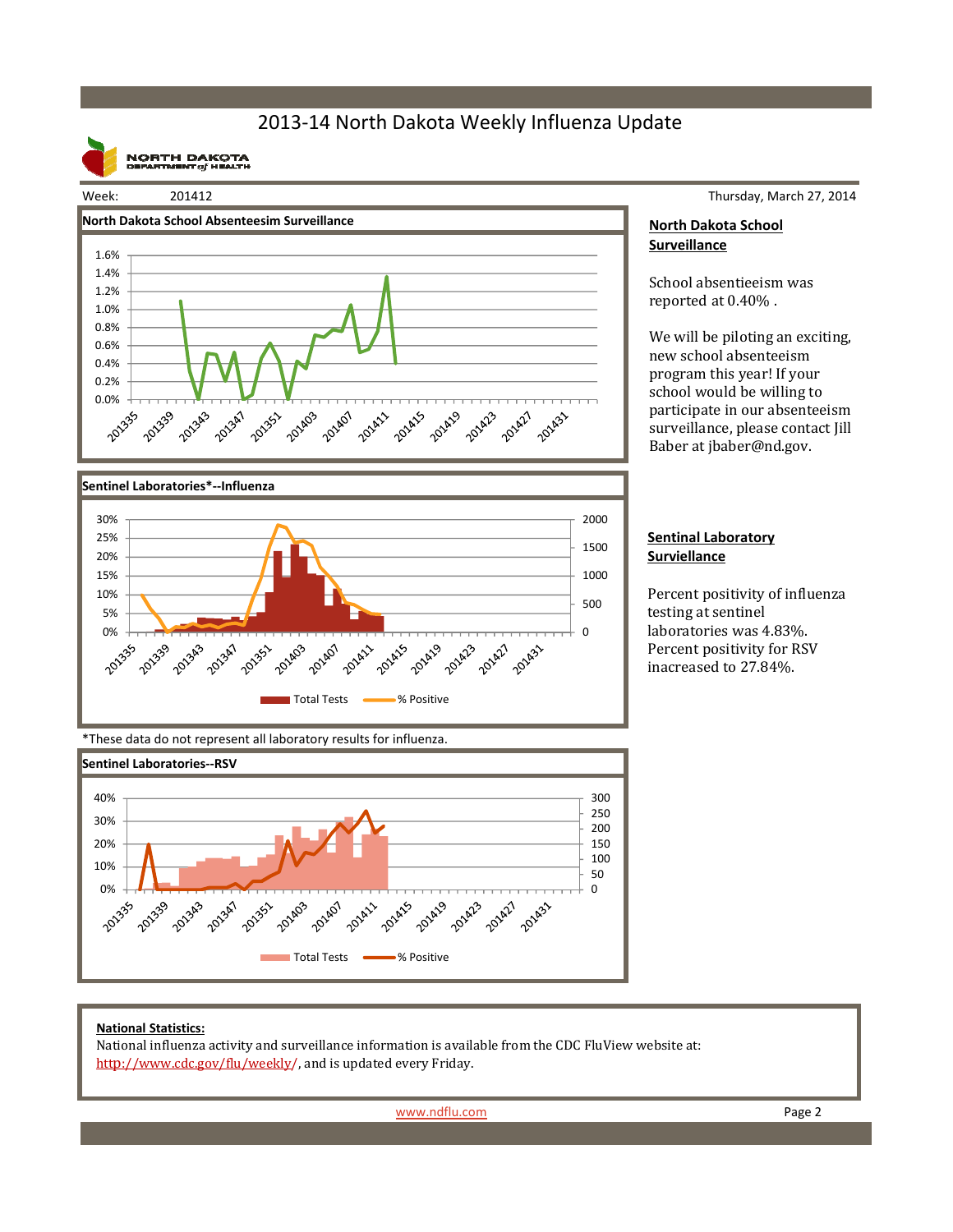# 2013-14 North Dakota Weekly Influenza Update

NORTH DAKOTA DEPARTMENT of HEALTH

Week: 201412

Thursday, March 27, 2014

## North Dakota School Absenteesim Surveillance

1.6%
1.4%
1.2%
1.0%
0.8%
0.6%
0.4%
0.2%
0.0%

201335 201339 201343 201347 201351 201403 201407 201411 201415 201419 201423 201427 201431

## North Dakota School Surveillance

School absentieeism was reported at 0.40% .

We will be piloting an exciting, new school absenteeism program this year! If your school would be willing to participate in our absenteeism surveillance, please contact Jill Baber at jbaber@nd.gov.

## Sentinel Laboratories*--Influenza

30%
25%
20%
15%
10%
5%
0%

2000
1500
1000
500
0

201335 201339 201343 201347 201351 201403 201407 201411 201415 201419 201423 201427 201431

Total Tests — % Positive

*These data do not represent all laboratory results for influenza.

## Sentinal Laboratory Surviellance

Percent positivity of influenza testing at sentinel laboratories was 4.83%. Percent positivity for RSV inacreased to 27.84%.

## Sentinel Laboratories--RSV

40%
30%
20%
10%
0%

300
250
200
150
100
50
0

201335 201339 201343 201347 201351 201403 201407 201411 201415 201419 201423 201427 201431

Total Tests — % Positive

**National Statistics:**

National influenza activity and surveillance information is available from the CDC FluView website at: http://www.cdc.gov/flu/weekly/, and is updated every Friday.

www.ndflu.com